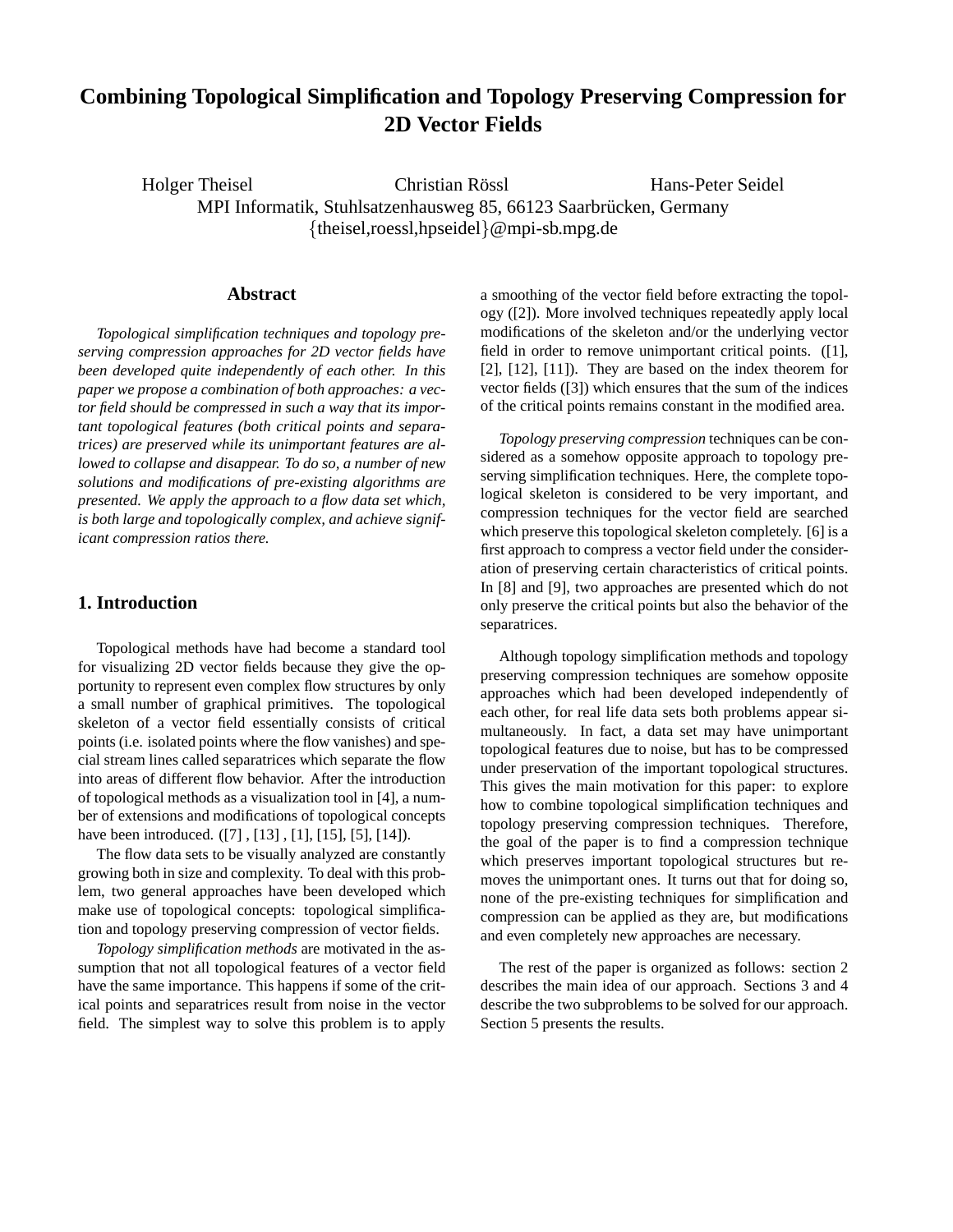# Combining Topological Simplification and Topology Preserving Compression for 2D Vector Fields

Holger Theisel  Christian Rössl  Hans-Peter Seidel

MPI Informatik, Stuhlsatzenhausweg 85, 66123 Saarbrücken, Germany

{theisel,roessl,hpseidel}@mpi-sb.mpg.de

## Abstract

*Topological simplification techniques and topology preserving compression approaches for 2D vector fields have been developed quite independently of each other. In this paper we propose a combination of both approaches: a vector field should be compressed in such a way that its important topological features (both critical points and separatrices) are preserved while its unimportant features are allowed to collapse and disappear. To do so, a number of new solutions and modifications of pre-existing algorithms are presented. We apply the approach to a flow data set which, is both large and topologically complex, and achieve significant compression ratios there.*

## 1. Introduction

Topological methods have had become a standard tool for visualizing 2D vector fields because they give the opportunity to represent even complex flow structures by only a small number of graphical primitives. The topological skeleton of a vector field essentially consists of critical points (i.e. isolated points where the flow vanishes) and special stream lines called separatrices which separate the flow into areas of different flow behavior. After the introduction of topological methods as a visualization tool in [4], a number of extensions and modifications of topological concepts have been introduced. ([7] , [13] , [1], [15], [5], [14]).

The flow data sets to be visually analyzed are constantly growing both in size and complexity. To deal with this problem, two general approaches have been developed which make use of topological concepts: topological simplification and topology preserving compression of vector fields.

*Topology simplification methods* are motivated in the assumption that not all topological features of a vector field have the same importance. This happens if some of the critical points and separatrices result from noise in the vector field. The simplest way to solve this problem is to apply a smoothing of the vector field before extracting the topology ([2]). More involved techniques repeatedly apply local modifications of the skeleton and/or the underlying vector field in order to remove unimportant critical points. ([1], [2], [12], [11]). They are based on the index theorem for vector fields ([3]) which ensures that the sum of the indices of the critical points remains constant in the modified area.

*Topology preserving compression* techniques can be considered as a somehow opposite approach to topology preserving simplification techniques. Here, the complete topological skeleton is considered to be very important, and compression techniques for the vector field are searched which preserve this topological skeleton completely. [6] is a first approach to compress a vector field under the consideration of preserving certain characteristics of critical points. In [8] and [9], two approaches are presented which do not only preserve the critical points but also the behavior of the separatrices.

Although topology simplification methods and topology preserving compression techniques are somehow opposite approaches which had been developed independently of each other, for real life data sets both problems appear simultaneously. In fact, a data set may have unimportant topological features due to noise, but has to be compressed under preservation of the important topological structures. This gives the main motivation for this paper: to explore how to combine topological simplification techniques and topology preserving compression techniques. Therefore, the goal of the paper is to find a compression technique which preserves important topological structures but removes the unimportant ones. It turns out that for doing so, none of the pre-existing techniques for simplification and compression can be applied as they are, but modifications and even completely new approaches are necessary.

The rest of the paper is organized as follows: section 2 describes the main idea of our approach. Sections 3 and 4 describe the two subproblems to be solved for our approach. Section 5 presents the results.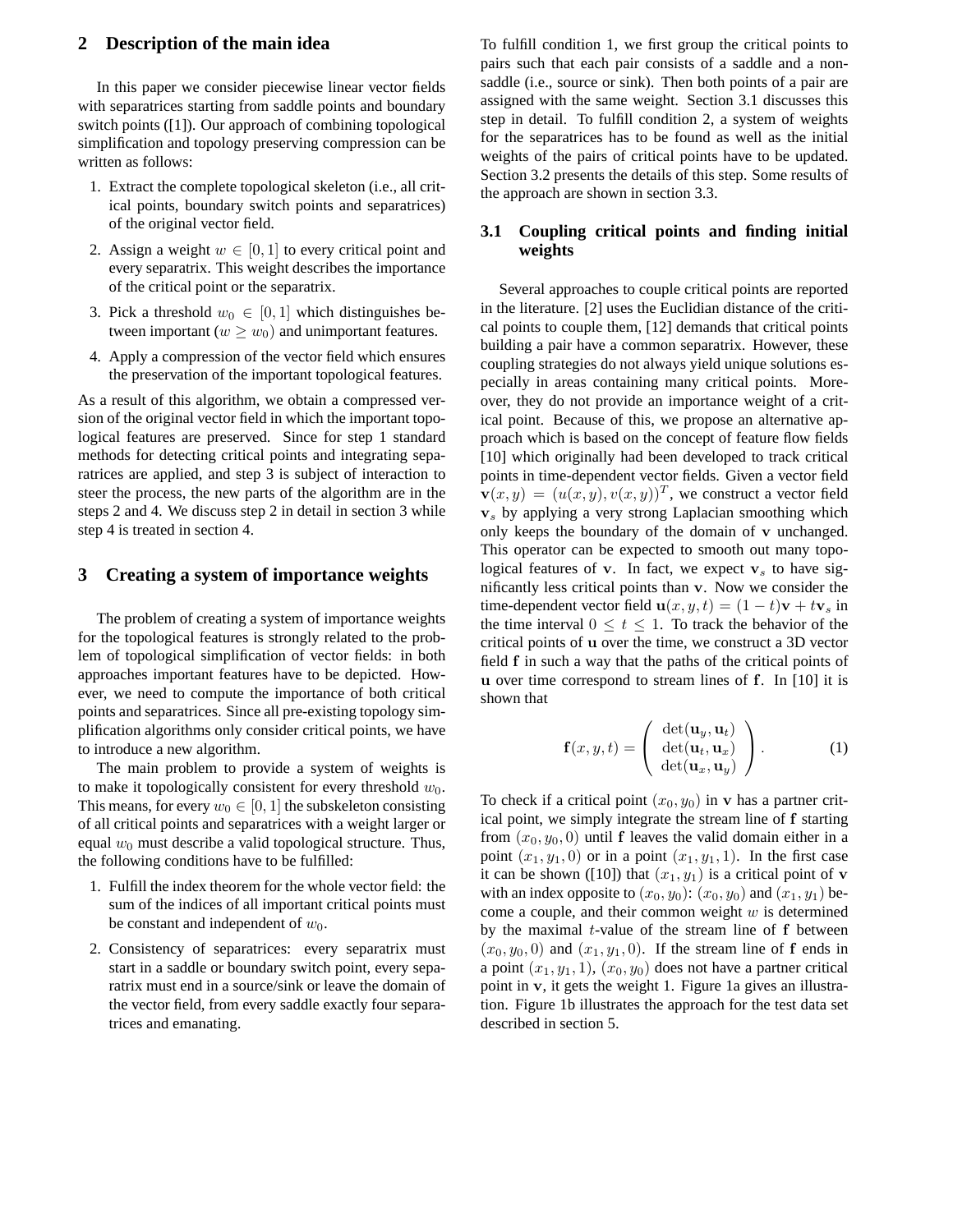## 2 Description of the main idea

In this paper we consider piecewise linear vector fields with separatrices starting from saddle points and boundary switch points ([1]). Our approach of combining topological simplification and topology preserving compression can be written as follows:

1. Extract the complete topological skeleton (i.e., all critical points, boundary switch points and separatrices) of the original vector field.
2. Assign a weight $w \in [0,1]$ to every critical point and every separatrix. This weight describes the importance of the critical point or the separatrix.
3. Pick a threshold $w_0 \in [0,1]$ which distinguishes between important ($w \geq w_0$) and unimportant features.
4. Apply a compression of the vector field which ensures the preservation of the important topological features.

As a result of this algorithm, we obtain a compressed version of the original vector field in which the important topological features are preserved. Since for step 1 standard methods for detecting critical points and integrating separatrices are applied, and step 3 is subject of interaction to steer the process, the new parts of the algorithm are in the steps 2 and 4. We discuss step 2 in detail in section 3 while step 4 is treated in section 4.

## 3 Creating a system of importance weights

The problem of creating a system of importance weights for the topological features is strongly related to the problem of topological simplification of vector fields: in both approaches important features have to be depicted. However, we need to compute the importance of both critical points and separatrices. Since all pre-existing topology simplification algorithms only consider critical points, we have to introduce a new algorithm.

The main problem to provide a system of weights is to make it topologically consistent for every threshold $w_0$. This means, for every $w_0 \in [0,1]$ the subskeleton consisting of all critical points and separatrices with a weight larger or equal $w_0$ must describe a valid topological structure. Thus, the following conditions have to be fulfilled:

1. Fulfill the index theorem for the whole vector field: the sum of the indices of all important critical points must be constant and independent of $w_0$.
2. Consistency of separatrices: every separatrix must start in a saddle or boundary switch point, every separatrix must end in a source/sink or leave the domain of the vector field, from every saddle exactly four separatrices and emanating.

To fulfill condition 1, we first group the critical points to pairs such that each pair consists of a saddle and a non-saddle (i.e., source or sink). Then both points of a pair are assigned with the same weight. Section 3.1 discusses this step in detail. To fulfill condition 2, a system of weights for the separatrices has to be found as well as the initial weights of the pairs of critical points have to be updated. Section 3.2 presents the details of this step. Some results of the approach are shown in section 3.3.

### 3.1 Coupling critical points and finding initial weights

Several approaches to couple critical points are reported in the literature. [2] uses the Euclidian distance of the critical points to couple them, [12] demands that critical points building a pair have a common separatrix. However, these coupling strategies do not always yield unique solutions especially in areas containing many critical points. Moreover, they do not provide an importance weight of a critical point. Because of this, we propose an alternative approach which is based on the concept of feature flow fields [10] which originally had been developed to track critical points in time-dependent vector fields. Given a vector field $\mathbf{v}(x,y) = (u(x,y), v(x,y))^T$, we construct a vector field $\mathbf{v}_s$ by applying a very strong Laplacian smoothing which only keeps the boundary of $\mathbf{v}$ unchanged. This operator can be expected to smooth out many topological features of $\mathbf{v}$. In fact, we expect $\mathbf{v}_s$ to have significantly less critical points than $\mathbf{v}$. Now we consider the time-dependent vector field $\mathbf{u}(x,y,t) = (1-t)\mathbf{v} + t\mathbf{v}_s$ in the time interval $0 \leq t \leq 1$. To track the behavior of the critical points of $\mathbf{u}$ over the time, we construct a 3D vector field $\mathbf{f}$ in such a way that the paths of the critical points of $\mathbf{u}$ over time correspond to stream lines of $\mathbf{f}$. In [10] it is shown that

$$\mathbf{f}(x,y,t) = \begin{pmatrix} \det(\mathbf{u}_y, \mathbf{u}_t) \\ \det(\mathbf{u}_t, \mathbf{u}_x) \\ \det(\mathbf{u}_x, \mathbf{u}_y) \end{pmatrix}. \tag{1}$$

To check if a critical point $(x_0, y_0)$ in $\mathbf{v}$ has a partner critical point, we simply integrate the stream line of $\mathbf{f}$ starting from $(x_0, y_0, 0)$ until $\mathbf{f}$ leaves the valid domain either in a point $(x_1, y_1, 0)$ or in a point $(x_1, y_1, 1)$. In the first case it can be shown ([10]) that $(x_1, y_1)$ is a critical point of $\mathbf{v}$ with an index opposite to $(x_0, y_0)$: $(x_0, y_0)$ and $(x_1, y_1)$ become a couple, and their common weight $w$ is determined by the maximal $t$-value of the stream line of $\mathbf{f}$ between $(x_0, y_0, 0)$ and $(x_1, y_1, 0)$. If the stream line of $\mathbf{f}$ ends in a point $(x_1, y_1, 1)$, $(x_0, y_0)$ does not have a partner critical point in $\mathbf{v}$, it gets the weight 1. Figure 1a gives an illustration. Figure 1b illustrates the approach for the test data set described in section 5.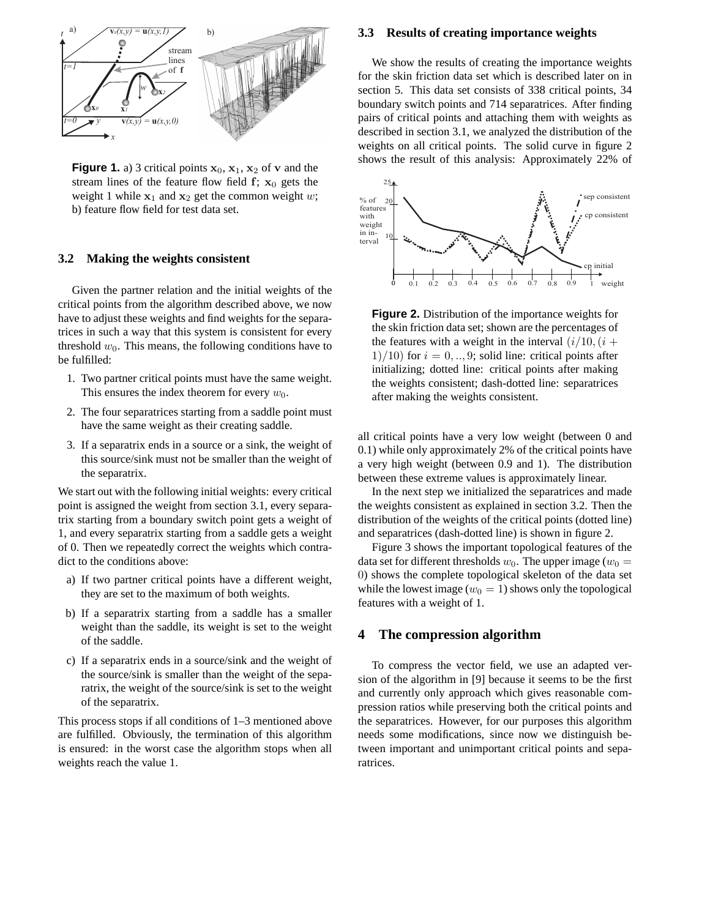**Figure 1.** a) 3 critical points $\mathbf{x}_0, \mathbf{x}_1, \mathbf{x}_2$ of $\mathbf{v}$ and the stream lines of the feature flow field $\mathbf{f}$; $\mathbf{x}_0$ gets the weight 1 while $\mathbf{x}_1$ and $\mathbf{x}_2$ get the common weight $w$; b) feature flow field for test data set.

### 3.2 Making the weights consistent

Given the partner relation and the initial weights of the critical points from the algorithm described above, we now have to adjust these weights and find weights for the separatrices in such a way that this system is consistent for every threshold $w_0$. This means, the following conditions have to be fulfilled:

1. Two partner critical points must have the same weight. This ensures the index theorem for every $w_0$.
2. The four separatrices starting from a saddle point must have the same weight as their creating saddle.
3. If a separatrix ends in a source or a sink, the weight of this source/sink must not be smaller than the weight of the separatrix.

We start out with the following initial weights: every critical point is assigned the weight from section 3.1, every separatrix starting from a boundary switch point gets a weight of 1, and every separatrix starting from a saddle gets a weight of 0. Then we repeatedly correct the weights which contradict to the conditions above:

a) If two partner critical points have a different weight, they are set to the maximum of both weights.

b) If a separatrix starting from a saddle has a smaller weight than the saddle, its weight is set to the weight of the saddle.

c) If a separatrix ends in a source/sink and the weight of the source/sink is smaller than the weight of the separatrix, the weight of the source/sink is set to the weight of the separatrix.

This process stops if all conditions of 1–3 mentioned above are fulfilled. Obviously, the termination of this algorithm is ensured: in the worst case the algorithm stops when all weights reach the value 1.

### 3.3 Results of creating importance weights

We show the results of creating the importance weights for the skin friction data set which is described later on in section 5. This data set consists of 338 critical points, 34 boundary switch points and 714 separatrices. After finding pairs of critical points and attaching them with weights as described in section 3.1, we analyzed the distribution of the weights on all critical points. The solid curve in figure 2 shows the result of this analysis: Approximately 22% of all critical points have a very low weight (between 0 and 0.1) while only approximately 2% of the critical points have a very high weight (between 0.9 and 1). The distribution between these extreme values is approximately linear.

**Figure 2.** Distribution of the importance weights for the skin friction data set; shown are the percentages of the features with a weight in the interval $(i/10, (i+1)/10)$ for $i = 0, .., 9$; solid line: critical points after initializing; dotted line: critical points after making the weights consistent; dash-dotted line: separatrices after making the weights consistent.

In the next step we initialized the separatrices and made the weights consistent as explained in section 3.2. Then the distribution of the weights of the critical points (dotted line) and separatrices (dash-dotted line) is shown in figure 2.

Figure 3 shows the important topological features of the data set for different thresholds $w_0$. The upper image ($w_0 = 0$) shows the complete topological skeleton of the data set while the lowest image ($w_0 = 1$) shows only the topological features with a weight of 1.

## 4 The compression algorithm

To compress the vector field, we use an adapted version of the algorithm in [9] because it seems to be the first and currently only approach which gives reasonable compression ratios while preserving both the critical points and the separatrices. However, for our purposes this algorithm needs some modifications, since now we distinguish between important and unimportant critical points and separatrices.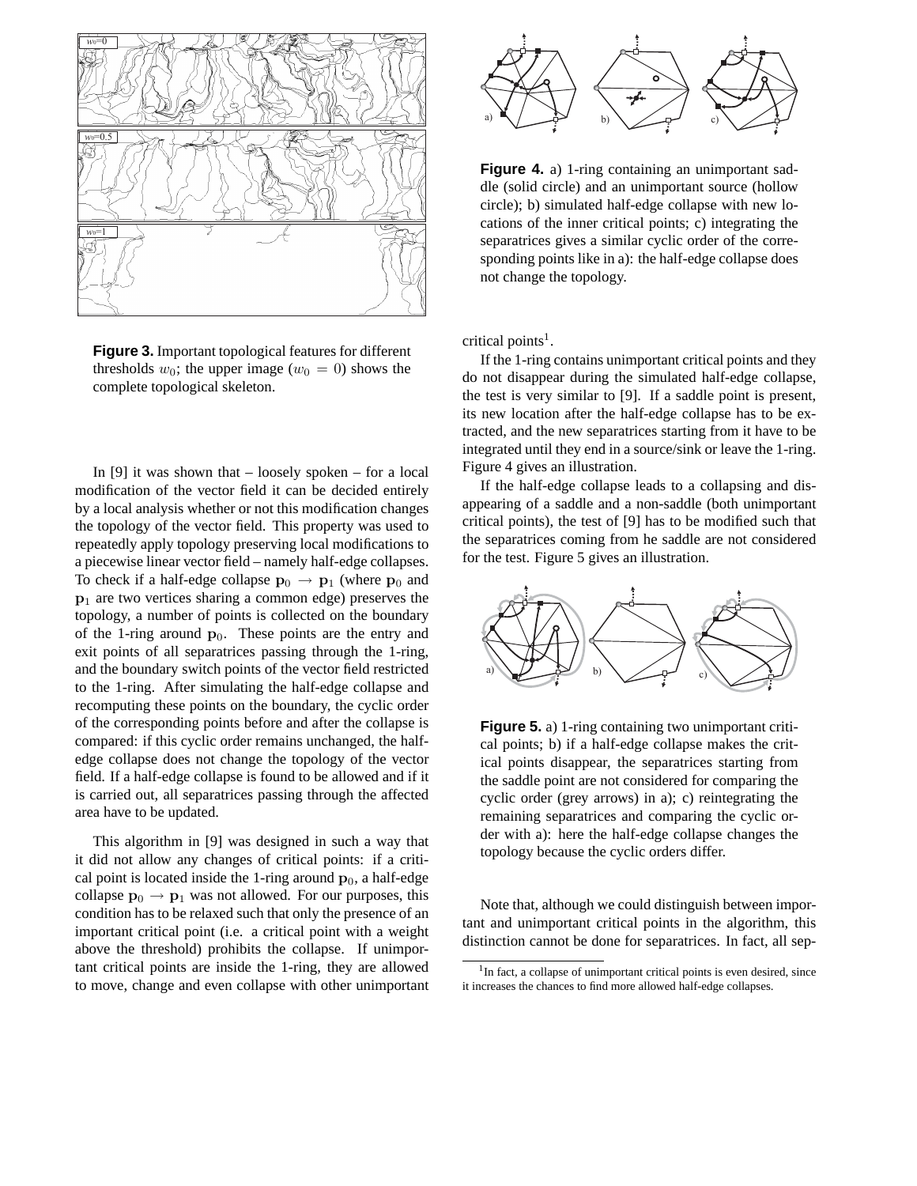**Figure 3.** Important topological features for different thresholds $w_0$; the upper image ($w_0 = 0$) shows the complete topological skeleton.

In [9] it was shown that – loosely spoken – for a local modification of the vector field it can be decided entirely by a local analysis whether or not this modification changes the topology of the vector field. This property was used to repeatedly apply topology preserving local modifications to a piecewise linear vector field – namely half-edge collapses. To check if a half-edge collapse $\mathbf{p}_0 \rightarrow \mathbf{p}_1$ (where $\mathbf{p}_0$ and $\mathbf{p}_1$ are two vertices sharing a common edge) preserves the topology, a number of points is collected on the boundary of the 1-ring around $\mathbf{p}_0$. These points are the entry and exit points of all separatrices passing through the 1-ring, and the boundary switch points of the vector field restricted to the 1-ring. After simulating the half-edge collapse and recomputing these points on the boundary, the cyclic order of the corresponding points before and after the collapse is compared: if this cyclic order remains unchanged, the half-edge collapse does not change the topology of the vector field. If a half-edge collapse is found to be allowed and if it is carried out, all separatrices passing through the affected area have to be updated.

This algorithm in [9] was designed in such a way that it did not allow any changes of critical points: if a critical point is located inside the 1-ring around $\mathbf{p}_0$, a half-edge collapse $\mathbf{p}_0 \rightarrow \mathbf{p}_1$ was not allowed. For our purposes, this condition has to be relaxed such that only the presence of an important critical point (i.e. a critical point with a weight above the threshold) prohibits the collapse. If unimportant critical points are inside the 1-ring, they are allowed to move, change and even collapse with other unimportant critical points[1].

**Figure 4.** a) 1-ring containing an unimportant saddle (solid circle) and an unimportant source (hollow circle); b) simulated half-edge collapse with new locations of the inner critical points; c) integrating the separatrices gives a similar cyclic order of the corresponding points like in a): the half-edge collapse does not change the topology.

If the 1-ring contains unimportant critical points and they do not disappear during the simulated half-edge collapse, the test is very similar to [9]. If a saddle point is present, its new location after the half-edge collapse has to be extracted, and the new separatrices starting from it have to be integrated until they end in a source/sink or leave the 1-ring. Figure 4 gives an illustration.

If the half-edge collapse leads to a collapsing and disappearing of a saddle and a non-saddle (both unimportant critical points), the test of [9] has to be modified such that the separatrices coming from he saddle are not considered for the test. Figure 5 gives an illustration.

**Figure 5.** a) 1-ring containing two unimportant critical points; b) if a half-edge collapse makes the critical points disappear, the separatrices starting from the saddle point are not considered for comparing the cyclic order (grey arrows) in a); c) reintegrating the remaining separatrices and comparing the cyclic order with a): here the half-edge collapse changes the topology because the cyclic orders differ.

Note that, although we could distinguish between important and unimportant critical points in the algorithm, this distinction cannot be done for separatrices. In fact, all sep-

[1] In fact, a collapse of unimportant critical points is even desired, since it increases the chances to find more allowed half-edge collapses.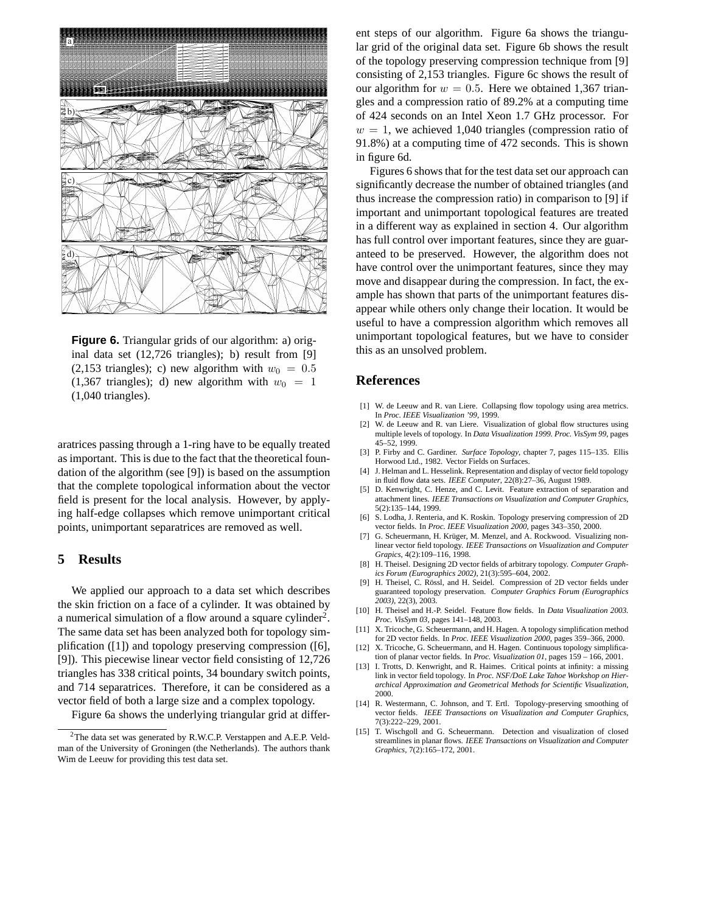**Figure 6.** Triangular grids of our algorithm: a) original data set (12,726 triangles); b) result from [9] (2,153 triangles); c) new algorithm with $w_0 = 0.5$ (1,367 triangles); d) new algorithm with $w_0 = 1$ (1,040 triangles).

aratrices passing through a 1-ring have to be equally treated as important. This is due to the fact that the theoretical foundation of the algorithm (see [9]) is based on the assumption that the complete topological information about the vector field is present for the local analysis. However, by applying half-edge collapses which remove unimportant critical points, unimportant separatrices are removed as well.

## 5 Results

We applied our approach to a data set which describes the skin friction on a face of a cylinder. It was obtained by a numerical simulation of a flow around a square cylinder[2]. The same data set has been analyzed both for topology simplification ([1]) and topology preserving compression ([6], [9]). This piecewise linear vector field consisting of 12,726 triangles has 338 critical points, 34 boundary switch points, and 714 separatrices. Therefore, it can be considered as a vector field of both a large size and a complex topology.

Figure 6a shows the underlying triangular grid at different steps of our algorithm. Figure 6a shows the triangular grid of the original data set. Figure 6b shows the result of the topology preserving compression technique from [9] consisting of 2,153 triangles. Figure 6c shows the result of our algorithm for $w = 0.5$. Here we obtained 1,367 triangles and a compression ratio of 89.2% at a computing time of 424 seconds on an Intel Xeon 1.7 GHz processor. For $w = 1$, we achieved 1,040 triangles (compression ratio of 91.8%) at a computing time of 472 seconds. This is shown in figure 6d.

Figures 6 shows that for the test data set our approach can significantly decrease the number of obtained triangles (and thus increase the compression ratio) in comparison to [9] if important and unimportant topological features are treated in a different way as explained in section 4. Our algorithm has full control over important features, since they are guaranteed to be preserved. However, the algorithm does not have control over the unimportant features, since they may move and disappear during the compression. In fact, the example has shown that parts of the unimportant features disappear while others only change their location. It would be useful to have a compression algorithm which removes all unimportant topological features, but we have to consider this as an unsolved problem.

[2]The data set was generated by R.W.C.P. Verstappen and A.E.P. Veldman of the University of Groningen (the Netherlands). The authors thank Wim de Leeuw for providing this test data set.

## References

[1] W. de Leeuw and R. van Liere. Collapsing flow topology using area metrics. In *Proc. IEEE Visualization '99*, 1999.

[2] W. de Leeuw and R. van Liere. Visualization of global flow structures using multiple levels of topology. In *Data Visualization 1999. Proc. VisSym 99*, pages 45–52, 1999.

[3] P. Firby and C. Gardiner. *Surface Topology*, chapter 7, pages 115–135. Ellis Horwood Ltd., 1982. Vector Fields on Surfaces.

[4] J. Helman and L. Hesselink. Representation and display of vector field topology in fluid flow data sets. *IEEE Computer*, 22(8):27–36, August 1989.

[5] D. Kenwright, C. Henze, and C. Levit. Feature extraction of separation and attachment lines. *IEEE Transactions on Visualization and Computer Graphics*, 5(2):135–144, 1999.

[6] S. Lodha, J. Renteria, and K. Roskin. Topology preserving compression of 2D vector fields. In *Proc. IEEE Visualization 2000*, pages 343–350, 2000.

[7] G. Scheuermann, H. Krüger, M. Menzel, and A. Rockwood. Visualizing nonlinear vector field topology. *IEEE Transactions on Visualization and Computer Grapics*, 4(2):109–116, 1998.

[8] H. Theisel. Designing 2D vector fields of arbitrary topology. *Computer Graphics Forum (Eurographics 2002)*, 21(3):595–604, 2002.

[9] H. Theisel, C. Rössl, and H. Seidel. Compression of 2D vector fields under guaranteed topology preservation. *Computer Graphics Forum (Eurographics 2003)*, 22(3), 2003.

[10] H. Theisel and H.-P. Seidel. Feature flow fields. In *Data Visualization 2003. Proc. VisSym 03*, pages 141–148, 2003.

[11] X. Tricoche, G. Scheuermann, and H. Hagen. A topology simplification method for 2D vector fields. In *Proc. IEEE Visualization 2000*, pages 359–366, 2000.

[12] X. Tricoche, G. Scheuermann, and H. Hagen. Continuous topology simplification of planar vector fields. In *Proc. Visualization 01*, pages 159 – 166, 2001.

[13] I. Trotts, D. Kenwright, and R. Haimes. Critical points at infinity: a missing link in vector field topology. In *Proc. NSF/DoE Lake Tahoe Workshop on Hierarchical Approximation and Geometrical Methods for Scientific Visualization*, 2000.

[14] R. Westermann, C. Johnson, and T. Ertl. Topology-preserving smoothing of vector fields. *IEEE Transactions on Visualization and Computer Graphics*, 7(3):222–229, 2001.

[15] T. Wischgoll and G. Scheuermann. Detection and visualization of closed streamlines in planar flows. *IEEE Transactions on Visualization and Computer Graphics*, 7(2):165–172, 2001.